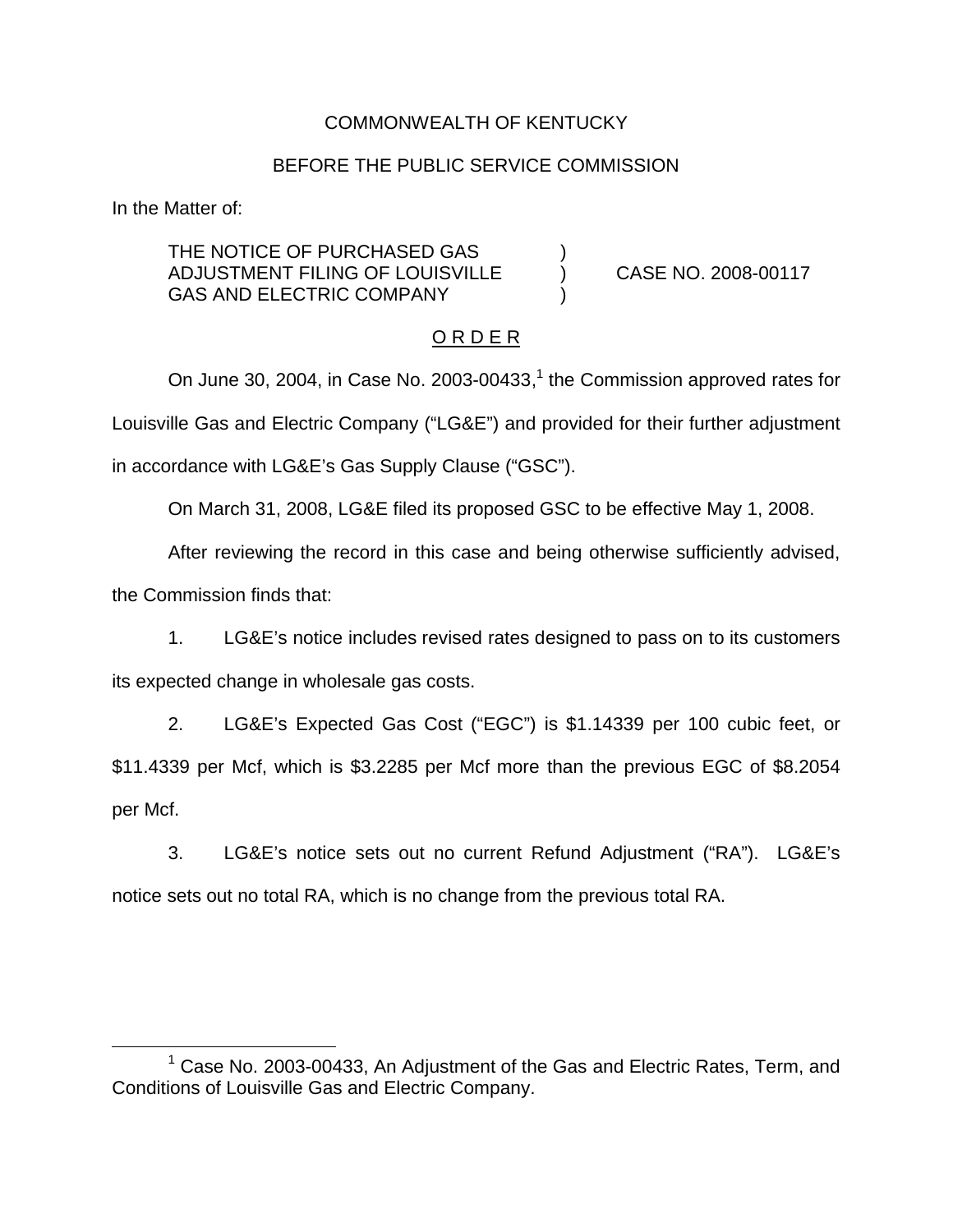COMMONWEALTH OF KENTUCKY

BEFORE THE PUBLIC SERVICE COMMISSION

In the Matter of:

| | | |
|---|---|---|
| THE NOTICE OF PURCHASED GAS ADJUSTMENT FILING OF LOUISVILLE GAS AND ELECTRIC COMPANY | ) ) ) | CASE NO. 2008-00117 |

O R D E R

On June 30, 2004, in Case No. 2003-00433,[1] the Commission approved rates for Louisville Gas and Electric Company ("LG&E") and provided for their further adjustment in accordance with LG&E's Gas Supply Clause ("GSC").

On March 31, 2008, LG&E filed its proposed GSC to be effective May 1, 2008.

After reviewing the record in this case and being otherwise sufficiently advised, the Commission finds that:

1. LG&E's notice includes revised rates designed to pass on to its customers its expected change in wholesale gas costs.

2. LG&E's Expected Gas Cost ("EGC") is $1.14339 per 100 cubic feet, or $11.4339 per Mcf, which is $3.2285 per Mcf more than the previous EGC of $8.2054 per Mcf.

3. LG&E's notice sets out no current Refund Adjustment ("RA"). LG&E's notice sets out no total RA, which is no change from the previous total RA.

[1] Case No. 2003-00433, An Adjustment of the Gas and Electric Rates, Term, and Conditions of Louisville Gas and Electric Company.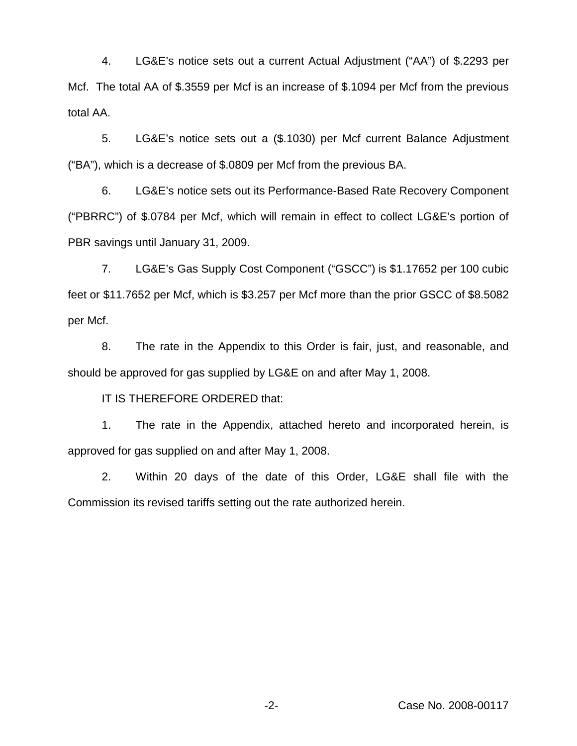4. LG&E's notice sets out a current Actual Adjustment ("AA") of $.2293 per Mcf. The total AA of $.3559 per Mcf is an increase of $.1094 per Mcf from the previous total AA.

5. LG&E's notice sets out a ($.1030) per Mcf current Balance Adjustment ("BA"), which is a decrease of $.0809 per Mcf from the previous BA.

6. LG&E's notice sets out its Performance-Based Rate Recovery Component ("PBRRC") of $.0784 per Mcf, which will remain in effect to collect LG&E's portion of PBR savings until January 31, 2009.

7. LG&E's Gas Supply Cost Component ("GSCC") is $1.17652 per 100 cubic feet or $11.7652 per Mcf, which is $3.257 per Mcf more than the prior GSCC of $8.5082 per Mcf.

8. The rate in the Appendix to this Order is fair, just, and reasonable, and should be approved for gas supplied by LG&E on and after May 1, 2008.

IT IS THEREFORE ORDERED that:

1. The rate in the Appendix, attached hereto and incorporated herein, is approved for gas supplied on and after May 1, 2008.

2. Within 20 days of the date of this Order, LG&E shall file with the Commission its revised tariffs setting out the rate authorized herein.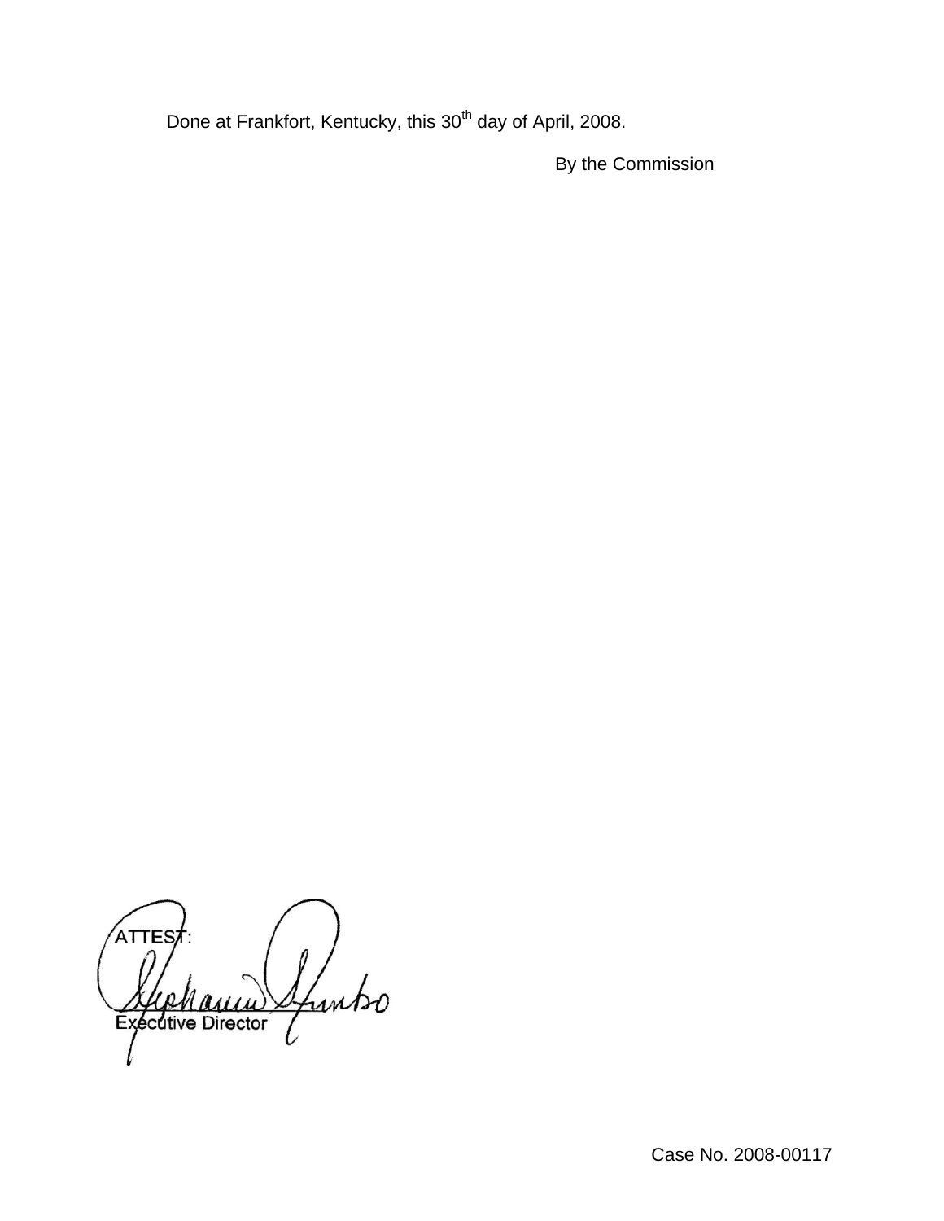Done at Frankfort, Kentucky, this 30th day of April, 2008.

By the Commission

ATTEST:

Executive Director

Case No. 2008-00117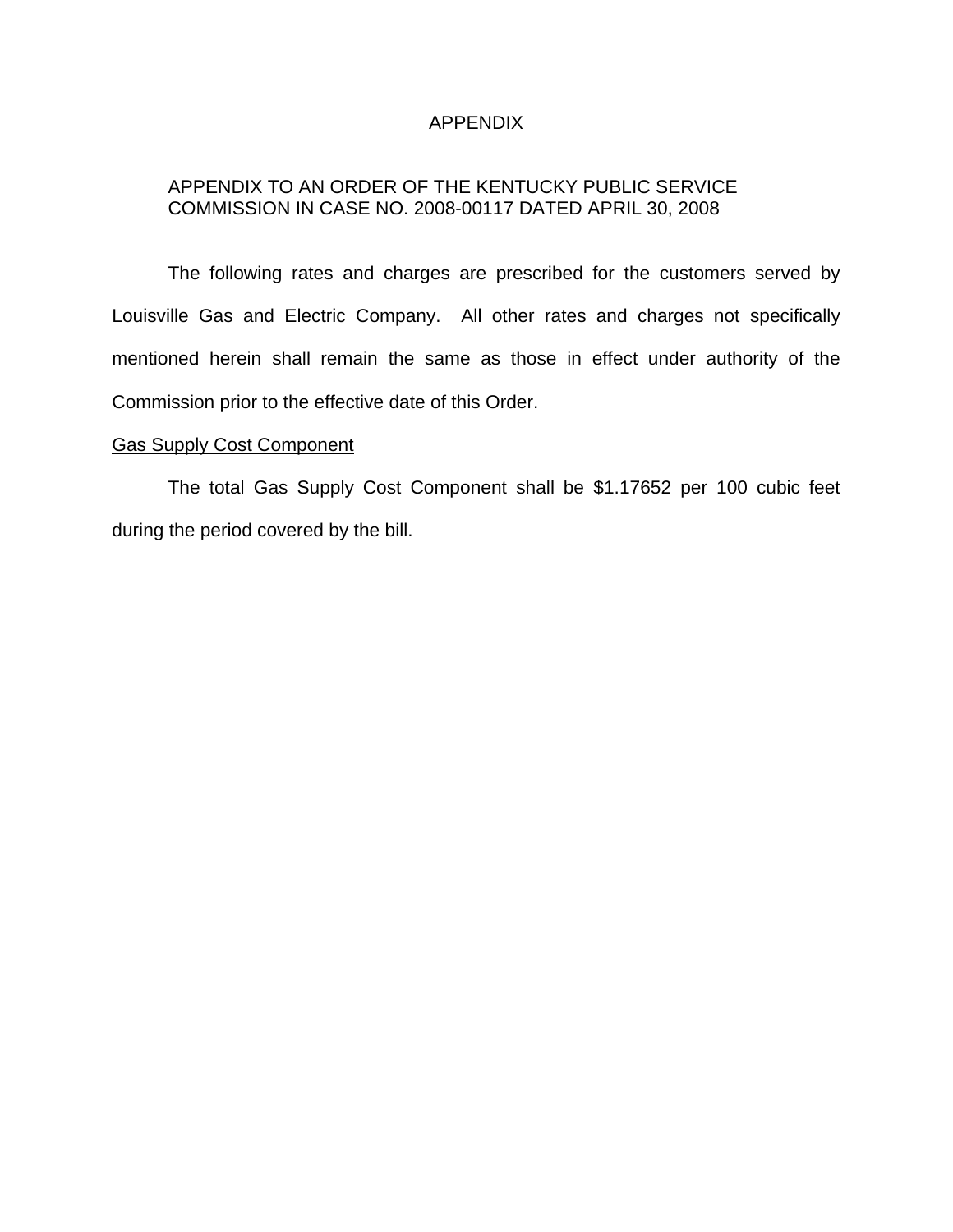# APPENDIX

APPENDIX TO AN ORDER OF THE KENTUCKY PUBLIC SERVICE COMMISSION IN CASE NO. 2008-00117 DATED APRIL 30, 2008

The following rates and charges are prescribed for the customers served by Louisville Gas and Electric Company. All other rates and charges not specifically mentioned herein shall remain the same as those in effect under authority of the Commission prior to the effective date of this Order.

Gas Supply Cost Component

The total Gas Supply Cost Component shall be $1.17652 per 100 cubic feet during the period covered by the bill.